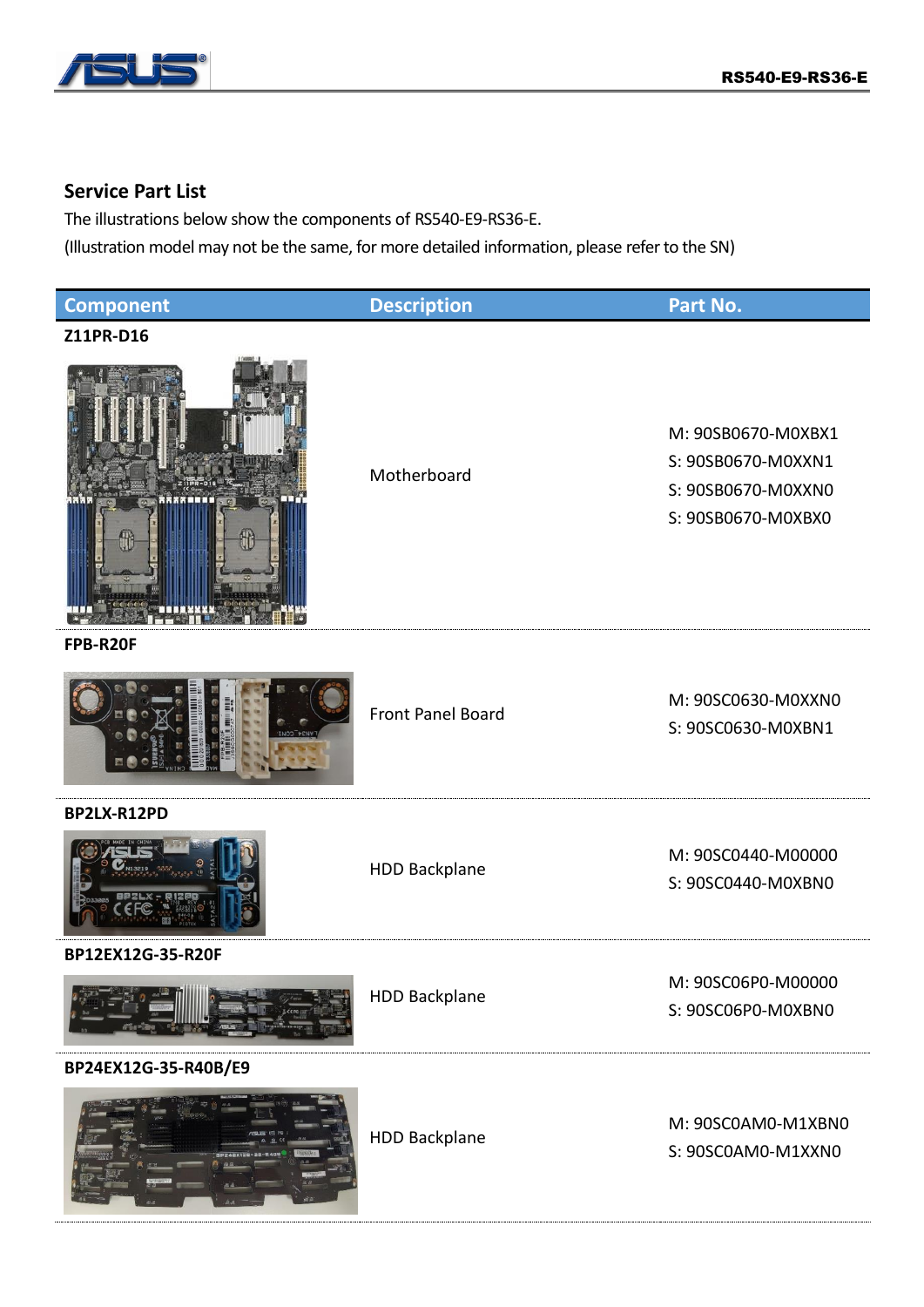## Service Part List

The illustrations below show the components of RS540-E9-RS36-E.

(Illustration model may not be the same, for more detailed information, please refer to the SN)

| Component | Description | Part No. |
|---|---|---|
| **Z11PR-D16** | Motherboard | M: 90SB0670-M0XBX1<br>S: 90SB0670-M0XXN1<br>S: 90SB0670-M0XXN0<br>S: 90SB0670-M0XBX0 |
| **FPB-R20F** | Front Panel Board | M: 90SC0630-M0XXN0<br>S: 90SC0630-M0XBN1 |
| **BP2LX-R12PD** | HDD Backplane | M: 90SC0440-M00000<br>S: 90SC0440-M0XBN0 |
| **BP12EX12G-35-R20F** | HDD Backplane | M: 90SC06P0-M00000<br>S: 90SC06P0-M0XBN0 |
| **BP24EX12G-35-R40B/E9** | HDD Backplane | M: 90SC0AM0-M1XBN0<br>S: 90SC0AM0-M1XXN0 |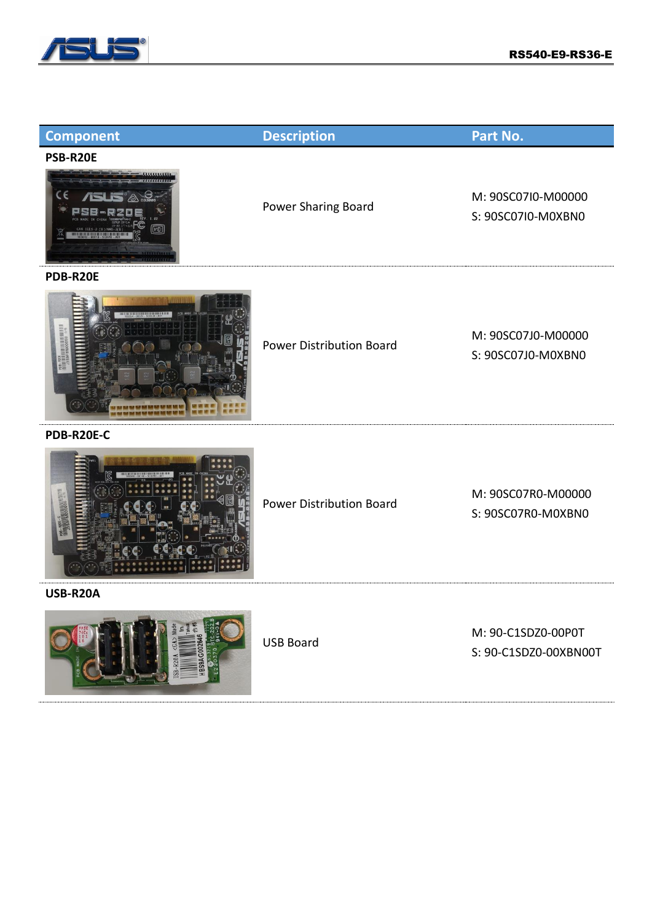| Component | Description | Part No. |
|---|---|---|
| PSB-R20E | Power Sharing Board | M: 90SC07I0-M00000<br>S: 90SC07I0-M0XBN0 |
| PDB-R20E | Power Distribution Board | M: 90SC07J0-M00000<br>S: 90SC07J0-M0XBN0 |
| PDB-R20E-C | Power Distribution Board | M: 90SC07R0-M00000<br>S: 90SC07R0-M0XBN0 |
| USB-R20A | USB Board | M: 90-C1SDZ0-00P0T<br>S: 90-C1SDZ0-00XBN00T |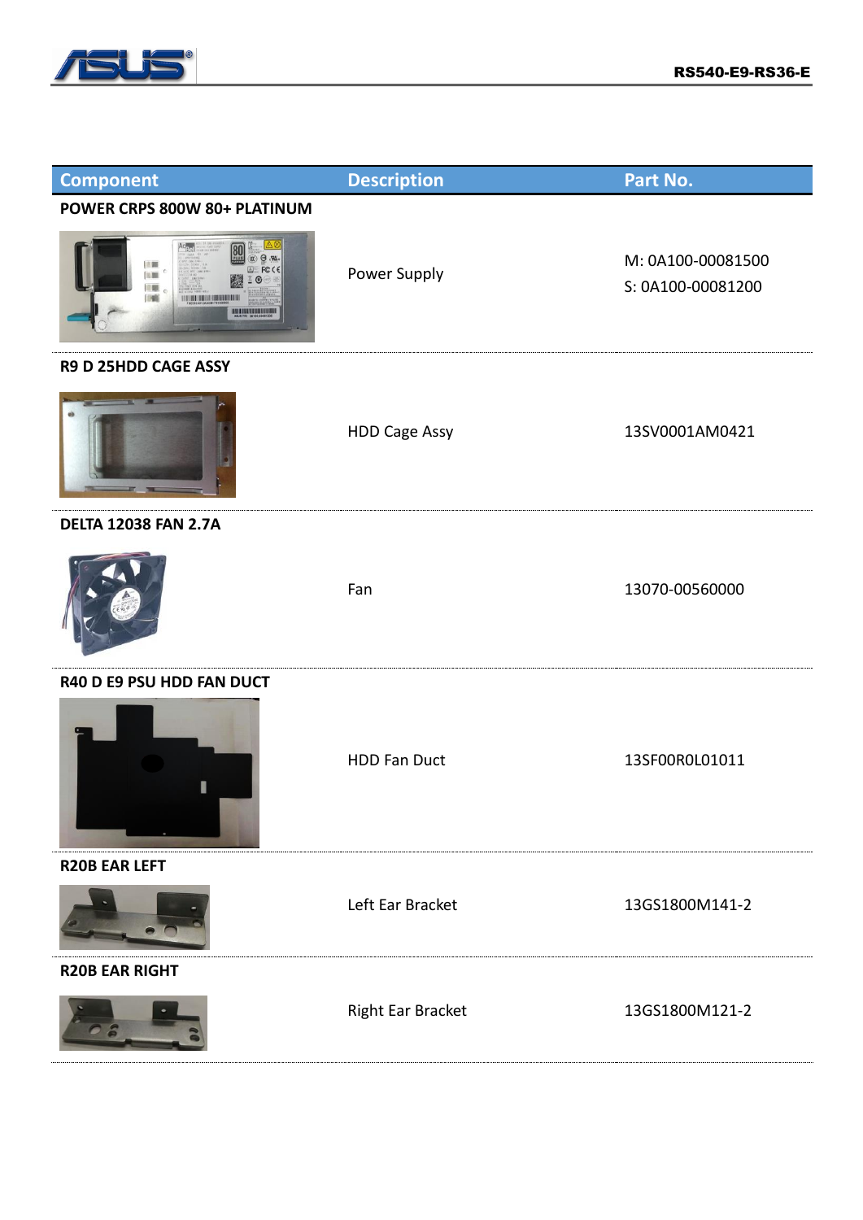| Component | Description | Part No. |
| --- | --- | --- |
| **POWER CRPS 800W 80+ PLATINUM** | Power Supply | M: 0A100-00081500<br>S: 0A100-00081200 |
| **R9 D 25HDD CAGE ASSY** | HDD Cage Assy | 13SV0001AM0421 |
| **DELTA 12038 FAN 2.7A** | Fan | 13070-00560000 |
| **R40 D E9 PSU HDD FAN DUCT** | HDD Fan Duct | 13SF00R0L01011 |
| **R20B EAR LEFT** | Left Ear Bracket | 13GS1800M141-2 |
| **R20B EAR RIGHT** | Right Ear Bracket | 13GS1800M121-2 |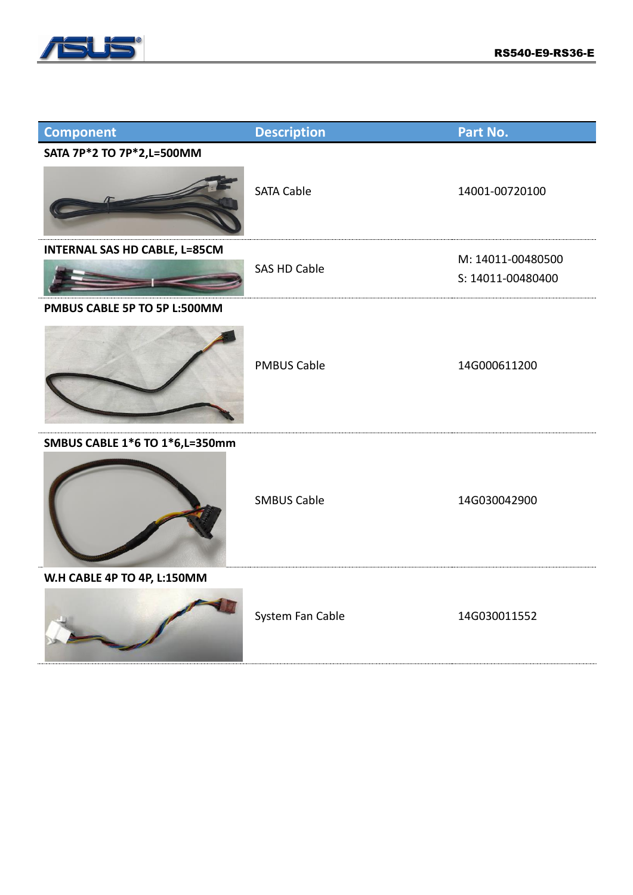| Component | Description | Part No. |
| --- | --- | --- |
| SATA 7P*2 TO 7P*2,L=500MM | SATA Cable | 14001-00720100 |
| INTERNAL SAS HD CABLE, L=85CM | SAS HD Cable | M: 14011-00480500<br>S: 14011-00480400 |
| PMBUS CABLE 5P TO 5P L:500MM | PMBUS Cable | 14G000611200 |
| SMBUS CABLE 1*6 TO 1*6,L=350mm | SMBUS Cable | 14G030042900 |
| W.H CABLE 4P TO 4P, L:150MM | System Fan Cable | 14G030011552 |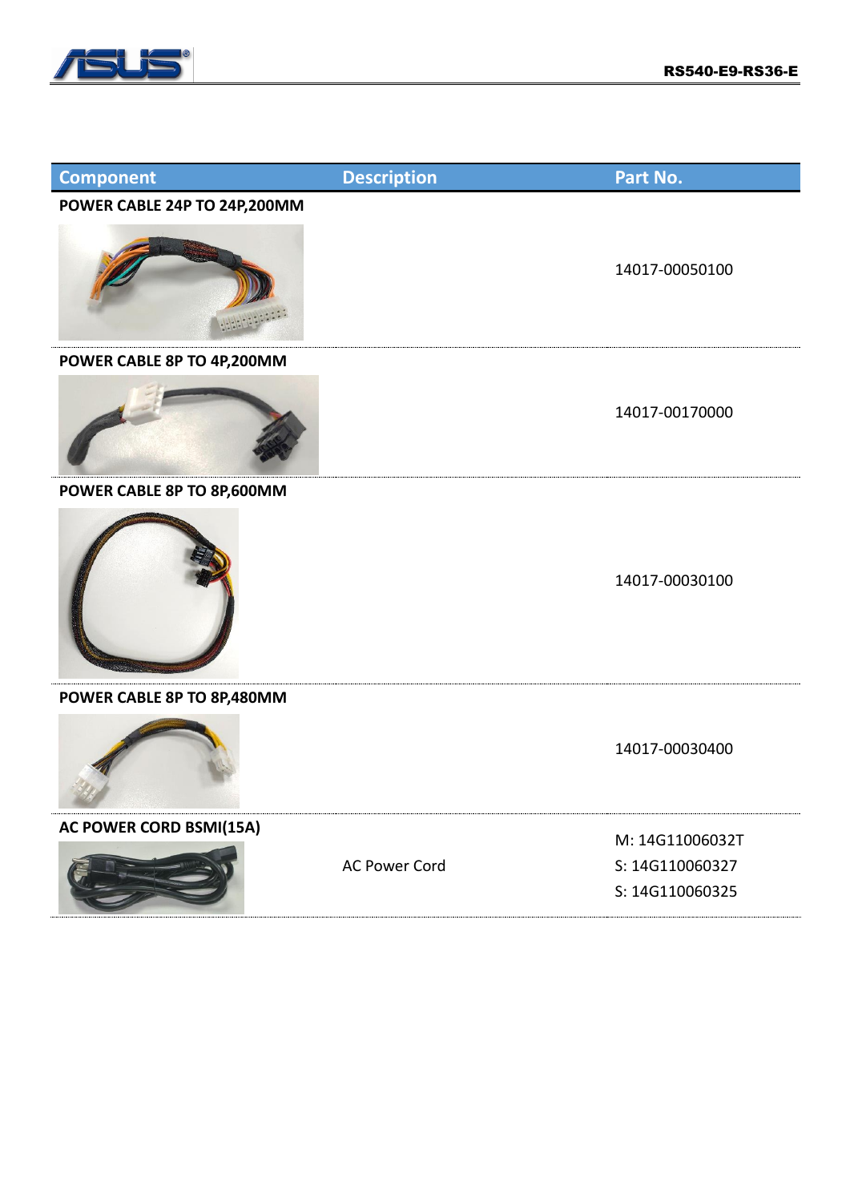| Component | Description | Part No. |
|---|---|---|
| POWER CABLE 24P TO 24P,200MM | | 14017-00050100 |
| POWER CABLE 8P TO 4P,200MM | | 14017-00170000 |
| POWER CABLE 8P TO 8P,600MM | | 14017-00030100 |
| POWER CABLE 8P TO 8P,480MM | | 14017-00030400 |
| AC POWER CORD BSMI(15A) | AC Power Cord | M: 14G11006032T<br>S: 14G110060327<br>S: 14G110060325 |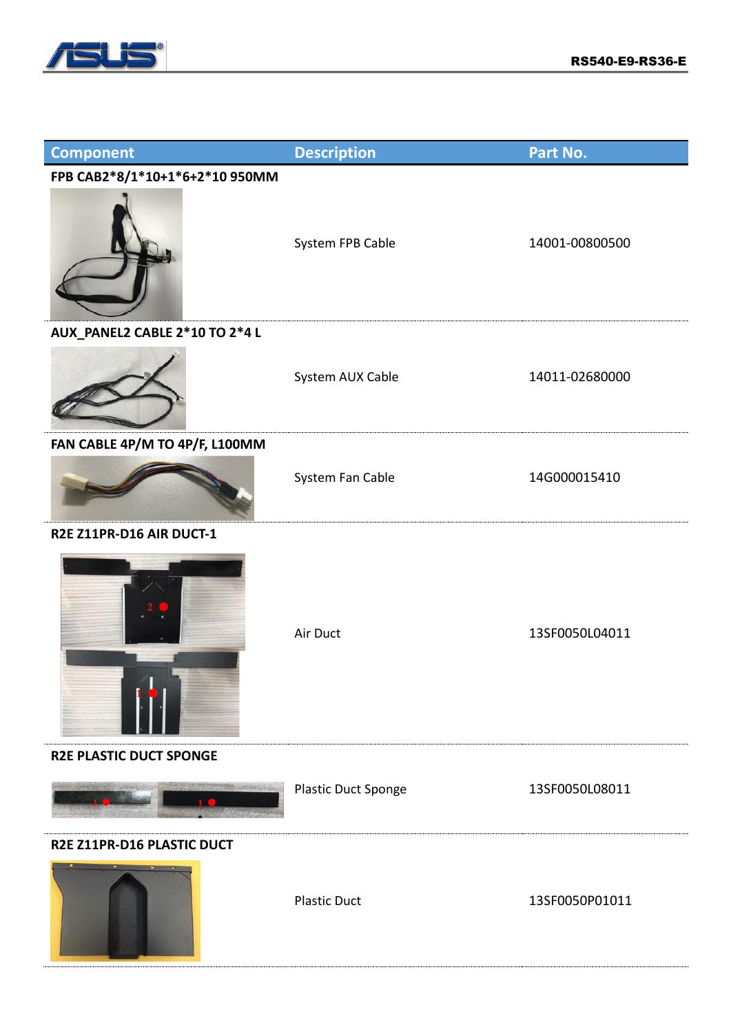| Component | Description | Part No. |
|---|---|---|
| FPB CAB2*8/1*10+1*6+2*10 950MM | System FPB Cable | 14001-00800500 |
| AUX_PANEL2 CABLE 2*10 TO 2*4 L | System AUX Cable | 14011-02680000 |
| FAN CABLE 4P/M TO 4P/F, L100MM | System Fan Cable | 14G000015410 |
| R2E Z11PR-D16 AIR DUCT-1 | Air Duct | 13SF0050L04011 |
| R2E PLASTIC DUCT SPONGE | Plastic Duct Sponge | 13SF0050L08011 |
| R2E Z11PR-D16 PLASTIC DUCT | Plastic Duct | 13SF0050P01011 |